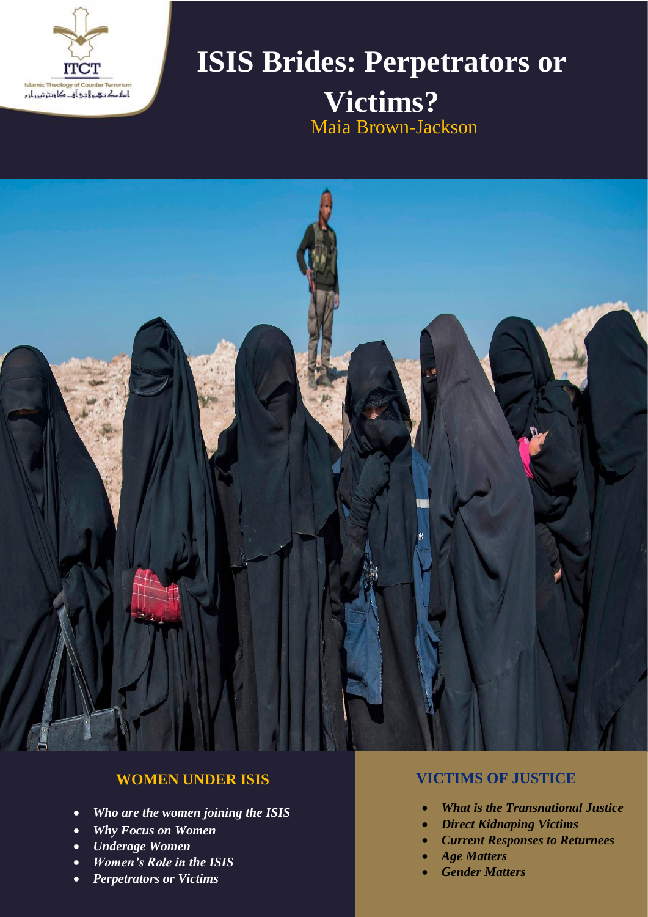ITCT

Islamic Theology of Counter Terrorism

# ISIS Brides: Perpetrators or Victims?

Maia Brown-Jackson

## WOMEN UNDER ISIS

- ***Who are the women joining the ISIS***
- ***Why Focus on Women***
- ***Underage Women***
- ***Women's Role in the ISIS***
- ***Perpetrators or Victims***

## VICTIMS OF JUSTICE

- ***What is the Transnational Justice***
- ***Direct Kidnaping Victims***
- ***Current Responses to Returnees***
- ***Age Matters***
- ***Gender Matters***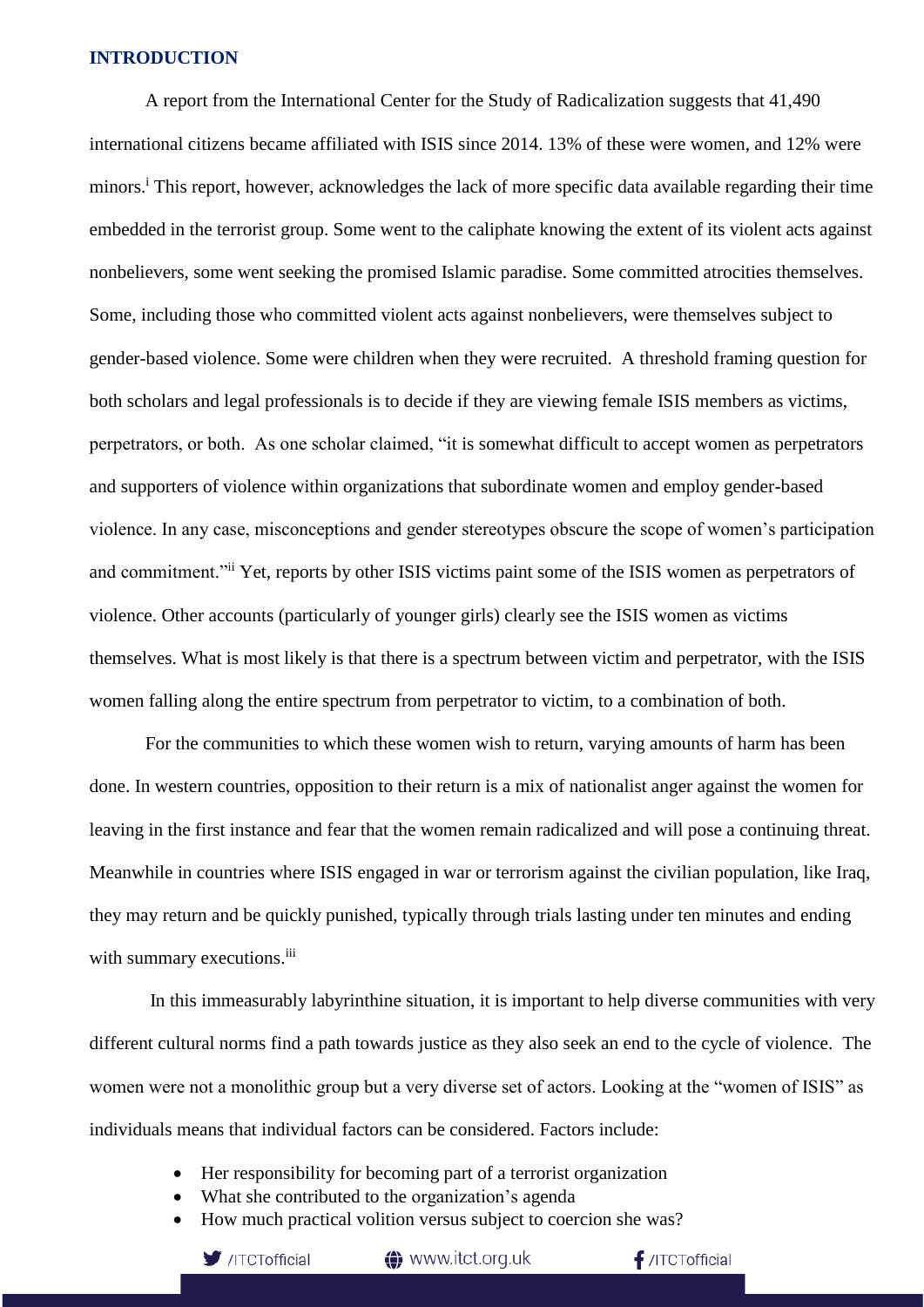## INTRODUCTION

A report from the International Center for the Study of Radicalization suggests that 41,490 international citizens became affiliated with ISIS since 2014. 13% of these were women, and 12% were minors.[i] This report, however, acknowledges the lack of more specific data available regarding their time embedded in the terrorist group. Some went to the caliphate knowing the extent of its violent acts against nonbelievers, some went seeking the promised Islamic paradise. Some committed atrocities themselves. Some, including those who committed violent acts against nonbelievers, were themselves subject to gender-based violence. Some were children when they were recruited. A threshold framing question for both scholars and legal professionals is to decide if they are viewing female ISIS members as victims, perpetrators, or both. As one scholar claimed, "it is somewhat difficult to accept women as perpetrators and supporters of violence within organizations that subordinate women and employ gender-based violence. In any case, misconceptions and gender stereotypes obscure the scope of women's participation and commitment."[ii] Yet, reports by other ISIS victims paint some of the ISIS women as perpetrators of violence. Other accounts (particularly of younger girls) clearly see the ISIS women as victims themselves. What is most likely is that there is a spectrum between victim and perpetrator, with the ISIS women falling along the entire spectrum from perpetrator to victim, to a combination of both.

For the communities to which these women wish to return, varying amounts of harm has been done. In western countries, opposition to their return is a mix of nationalist anger against the women for leaving in the first instance and fear that the women remain radicalized and will pose a continuing threat. Meanwhile in countries where ISIS engaged in war or terrorism against the civilian population, like Iraq, they may return and be quickly punished, typically through trials lasting under ten minutes and ending with summary executions.[iii]

In this immeasurably labyrinthine situation, it is important to help diverse communities with very different cultural norms find a path towards justice as they also seek an end to the cycle of violence. The women were not a monolithic group but a very diverse set of actors. Looking at the "women of ISIS" as individuals means that individual factors can be considered. Factors include:

- Her responsibility for becoming part of a terrorist organization
- What she contributed to the organization's agenda
- How much practical volition versus subject to coercion she was?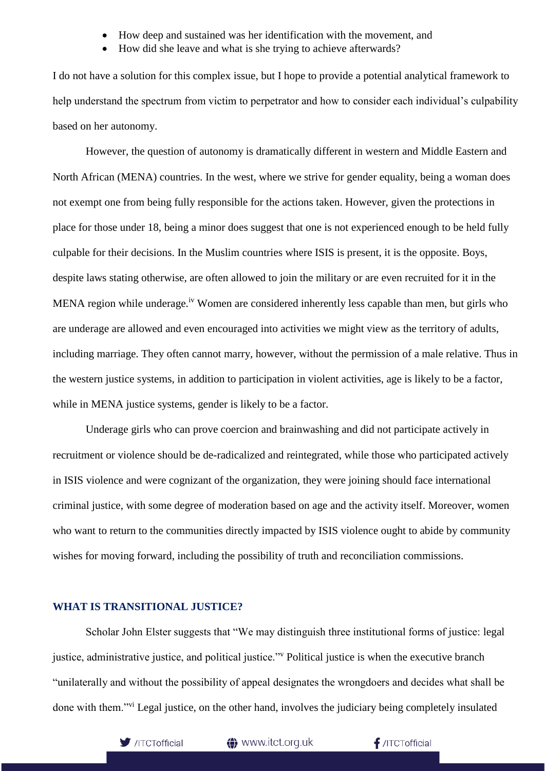- How deep and sustained was her identification with the movement, and
- How did she leave and what is she trying to achieve afterwards?

I do not have a solution for this complex issue, but I hope to provide a potential analytical framework to help understand the spectrum from victim to perpetrator and how to consider each individual's culpability based on her autonomy.

However, the question of autonomy is dramatically different in western and Middle Eastern and North African (MENA) countries. In the west, where we strive for gender equality, being a woman does not exempt one from being fully responsible for the actions taken. However, given the protections in place for those under 18, being a minor does suggest that one is not experienced enough to be held fully culpable for their decisions. In the Muslim countries where ISIS is present, it is the opposite. Boys, despite laws stating otherwise, are often allowed to join the military or are even recruited for it in the MENA region while underage.[iv] Women are considered inherently less capable than men, but girls who are underage are allowed and even encouraged into activities we might view as the territory of adults, including marriage. They often cannot marry, however, without the permission of a male relative. Thus in the western justice systems, in addition to participation in violent activities, age is likely to be a factor, while in MENA justice systems, gender is likely to be a factor.

Underage girls who can prove coercion and brainwashing and did not participate actively in recruitment or violence should be de-radicalized and reintegrated, while those who participated actively in ISIS violence and were cognizant of the organization, they were joining should face international criminal justice, with some degree of moderation based on age and the activity itself. Moreover, women who want to return to the communities directly impacted by ISIS violence ought to abide by community wishes for moving forward, including the possibility of truth and reconciliation commissions.

## WHAT IS TRANSITIONAL JUSTICE?

Scholar John Elster suggests that "We may distinguish three institutional forms of justice: legal justice, administrative justice, and political justice."[v] Political justice is when the executive branch "unilaterally and without the possibility of appeal designates the wrongdoers and decides what shall be done with them."[vi] Legal justice, on the other hand, involves the judiciary being completely insulated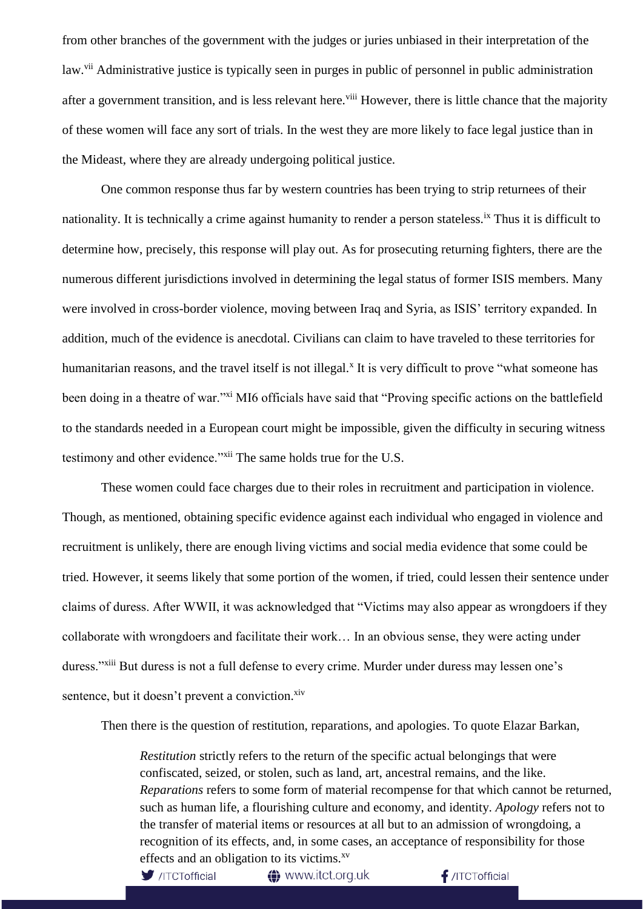from other branches of the government with the judges or juries unbiased in their interpretation of the law.[vii] Administrative justice is typically seen in purges in public of personnel in public administration after a government transition, and is less relevant here.[viii] However, there is little chance that the majority of these women will face any sort of trials. In the west they are more likely to face legal justice than in the Mideast, where they are already undergoing political justice.

One common response thus far by western countries has been trying to strip returnees of their nationality. It is technically a crime against humanity to render a person stateless.[ix] Thus it is difficult to determine how, precisely, this response will play out. As for prosecuting returning fighters, there are the numerous different jurisdictions involved in determining the legal status of former ISIS members. Many were involved in cross-border violence, moving between Iraq and Syria, as ISIS' territory expanded. In addition, much of the evidence is anecdotal. Civilians can claim to have traveled to these territories for humanitarian reasons, and the travel itself is not illegal.[x] It is very difficult to prove "what someone has been doing in a theatre of war."[xi] MI6 officials have said that "Proving specific actions on the battlefield to the standards needed in a European court might be impossible, given the difficulty in securing witness testimony and other evidence."[xii] The same holds true for the U.S.

These women could face charges due to their roles in recruitment and participation in violence. Though, as mentioned, obtaining specific evidence against each individual who engaged in violence and recruitment is unlikely, there are enough living victims and social media evidence that some could be tried. However, it seems likely that some portion of the women, if tried, could lessen their sentence under claims of duress. After WWII, it was acknowledged that "Victims may also appear as wrongdoers if they collaborate with wrongdoers and facilitate their work… In an obvious sense, they were acting under duress."[xiii] But duress is not a full defense to every crime. Murder under duress may lessen one's sentence, but it doesn't prevent a conviction.[xiv]

Then there is the question of restitution, reparations, and apologies. To quote Elazar Barkan,

> *Restitution* strictly refers to the return of the specific actual belongings that were confiscated, seized, or stolen, such as land, art, ancestral remains, and the like. *Reparations* refers to some form of material recompense for that which cannot be returned, such as human life, a flourishing culture and economy, and identity. *Apology* refers not to the transfer of material items or resources at all but to an admission of wrongdoing, a recognition of its effects, and, in some cases, an acceptance of responsibility for those effects and an obligation to its victims.[xv]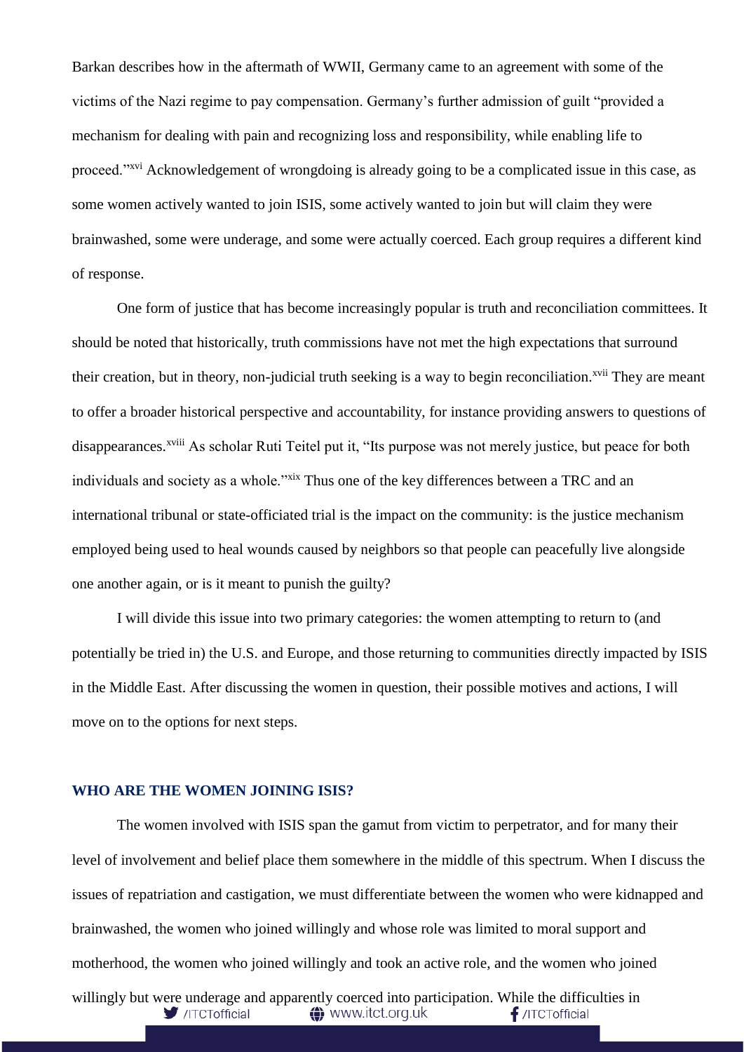Barkan describes how in the aftermath of WWII, Germany came to an agreement with some of the victims of the Nazi regime to pay compensation. Germany's further admission of guilt "provided a mechanism for dealing with pain and recognizing loss and responsibility, while enabling life to proceed."[xvi] Acknowledgement of wrongdoing is already going to be a complicated issue in this case, as some women actively wanted to join ISIS, some actively wanted to join but will claim they were brainwashed, some were underage, and some were actually coerced. Each group requires a different kind of response.

One form of justice that has become increasingly popular is truth and reconciliation committees. It should be noted that historically, truth commissions have not met the high expectations that surround their creation, but in theory, non-judicial truth seeking is a way to begin reconciliation.[xvii] They are meant to offer a broader historical perspective and accountability, for instance providing answers to questions of disappearances.[xviii] As scholar Ruti Teitel put it, "Its purpose was not merely justice, but peace for both individuals and society as a whole."[xix] Thus one of the key differences between a TRC and an international tribunal or state-officiated trial is the impact on the community: is the justice mechanism employed being used to heal wounds caused by neighbors so that people can peacefully live alongside one another again, or is it meant to punish the guilty?

I will divide this issue into two primary categories: the women attempting to return to (and potentially be tried in) the U.S. and Europe, and those returning to communities directly impacted by ISIS in the Middle East. After discussing the women in question, their possible motives and actions, I will move on to the options for next steps.

## WHO ARE THE WOMEN JOINING ISIS?

The women involved with ISIS span the gamut from victim to perpetrator, and for many their level of involvement and belief place them somewhere in the middle of this spectrum. When I discuss the issues of repatriation and castigation, we must differentiate between the women who were kidnapped and brainwashed, the women who joined willingly and whose role was limited to moral support and motherhood, the women who joined willingly and took an active role, and the women who joined willingly but were underage and apparently coerced into participation. While the difficulties in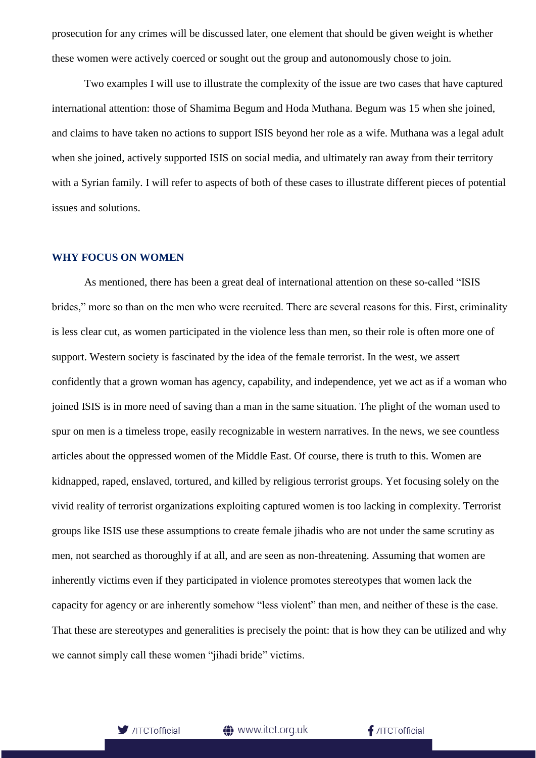prosecution for any crimes will be discussed later, one element that should be given weight is whether these women were actively coerced or sought out the group and autonomously chose to join.

Two examples I will use to illustrate the complexity of the issue are two cases that have captured international attention: those of Shamima Begum and Hoda Muthana. Begum was 15 when she joined, and claims to have taken no actions to support ISIS beyond her role as a wife. Muthana was a legal adult when she joined, actively supported ISIS on social media, and ultimately ran away from their territory with a Syrian family. I will refer to aspects of both of these cases to illustrate different pieces of potential issues and solutions.

## WHY FOCUS ON WOMEN

As mentioned, there has been a great deal of international attention on these so-called "ISIS brides," more so than on the men who were recruited. There are several reasons for this. First, criminality is less clear cut, as women participated in the violence less than men, so their role is often more one of support. Western society is fascinated by the idea of the female terrorist. In the west, we assert confidently that a grown woman has agency, capability, and independence, yet we act as if a woman who joined ISIS is in more need of saving than a man in the same situation. The plight of the woman used to spur on men is a timeless trope, easily recognizable in western narratives. In the news, we see countless articles about the oppressed women of the Middle East. Of course, there is truth to this. Women are kidnapped, raped, enslaved, tortured, and killed by religious terrorist groups. Yet focusing solely on the vivid reality of terrorist organizations exploiting captured women is too lacking in complexity. Terrorist groups like ISIS use these assumptions to create female jihadis who are not under the same scrutiny as men, not searched as thoroughly if at all, and are seen as non-threatening. Assuming that women are inherently victims even if they participated in violence promotes stereotypes that women lack the capacity for agency or are inherently somehow "less violent" than men, and neither of these is the case. That these are stereotypes and generalities is precisely the point: that is how they can be utilized and why we cannot simply call these women "jihadi bride" victims.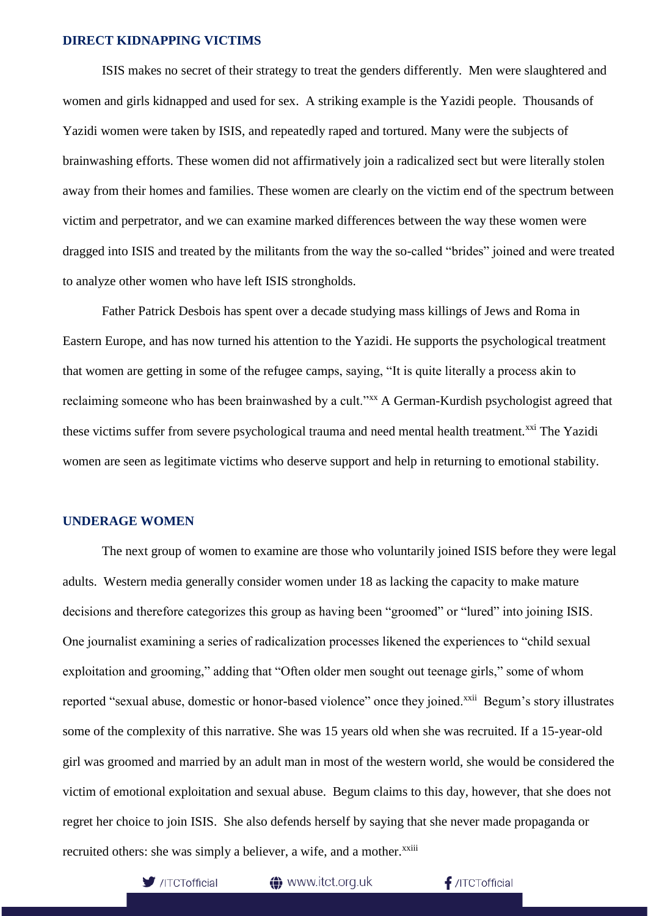## DIRECT KIDNAPPING VICTIMS

ISIS makes no secret of their strategy to treat the genders differently. Men were slaughtered and women and girls kidnapped and used for sex. A striking example is the Yazidi people. Thousands of Yazidi women were taken by ISIS, and repeatedly raped and tortured. Many were the subjects of brainwashing efforts. These women did not affirmatively join a radicalized sect but were literally stolen away from their homes and families. These women are clearly on the victim end of the spectrum between victim and perpetrator, and we can examine marked differences between the way these women were dragged into ISIS and treated by the militants from the way the so-called "brides" joined and were treated to analyze other women who have left ISIS strongholds.

Father Patrick Desbois has spent over a decade studying mass killings of Jews and Roma in Eastern Europe, and has now turned his attention to the Yazidi. He supports the psychological treatment that women are getting in some of the refugee camps, saying, "It is quite literally a process akin to reclaiming someone who has been brainwashed by a cult."[xx] A German-Kurdish psychologist agreed that these victims suffer from severe psychological trauma and need mental health treatment.[xxi] The Yazidi women are seen as legitimate victims who deserve support and help in returning to emotional stability.

## UNDERAGE WOMEN

The next group of women to examine are those who voluntarily joined ISIS before they were legal adults. Western media generally consider women under 18 as lacking the capacity to make mature decisions and therefore categorizes this group as having been "groomed" or "lured" into joining ISIS. One journalist examining a series of radicalization processes likened the experiences to "child sexual exploitation and grooming," adding that "Often older men sought out teenage girls," some of whom reported "sexual abuse, domestic or honor-based violence" once they joined.[xxii] Begum's story illustrates some of the complexity of this narrative. She was 15 years old when she was recruited. If a 15-year-old girl was groomed and married by an adult man in most of the western world, she would be considered the victim of emotional exploitation and sexual abuse. Begum claims to this day, however, that she does not regret her choice to join ISIS. She also defends herself by saying that she never made propaganda or recruited others: she was simply a believer, a wife, and a mother.[xxiii]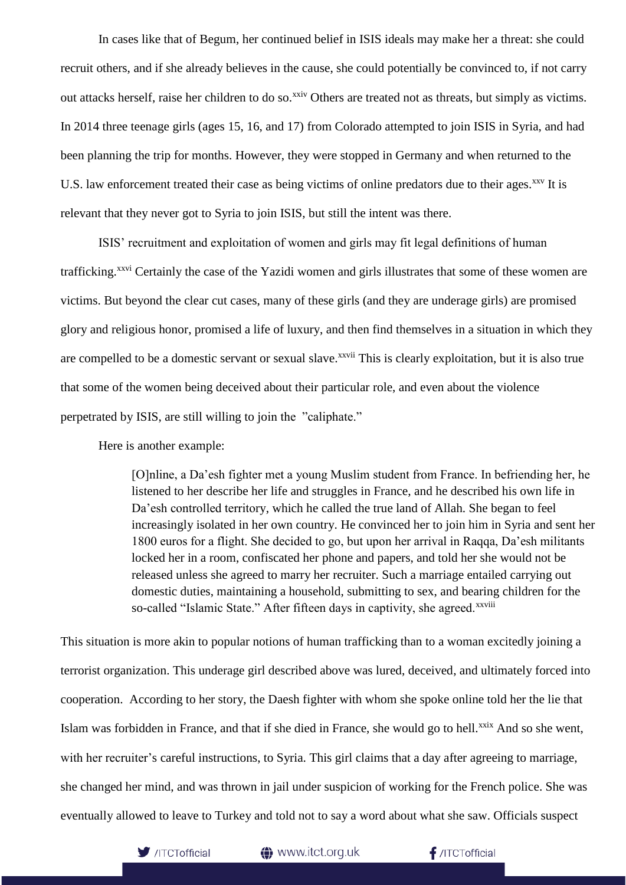In cases like that of Begum, her continued belief in ISIS ideals may make her a threat: she could recruit others, and if she already believes in the cause, she could potentially be convinced to, if not carry out attacks herself, raise her children to do so.[xxiv] Others are treated not as threats, but simply as victims. In 2014 three teenage girls (ages 15, 16, and 17) from Colorado attempted to join ISIS in Syria, and had been planning the trip for months. However, they were stopped in Germany and when returned to the U.S. law enforcement treated their case as being victims of online predators due to their ages.[xxv] It is relevant that they never got to Syria to join ISIS, but still the intent was there.

ISIS' recruitment and exploitation of women and girls may fit legal definitions of human trafficking.[xxvi] Certainly the case of the Yazidi women and girls illustrates that some of these women are victims. But beyond the clear cut cases, many of these girls (and they are underage girls) are promised glory and religious honor, promised a life of luxury, and then find themselves in a situation in which they are compelled to be a domestic servant or sexual slave.[xxvii] This is clearly exploitation, but it is also true that some of the women being deceived about their particular role, and even about the violence perpetrated by ISIS, are still willing to join the "caliphate."

Here is another example:

> [O]nline, a Da'esh fighter met a young Muslim student from France. In befriending her, he listened to her describe her life and struggles in France, and he described his own life in Da'esh controlled territory, which he called the true land of Allah. She began to feel increasingly isolated in her own country. He convinced her to join him in Syria and sent her 1800 euros for a flight. She decided to go, but upon her arrival in Raqqa, Da'esh militants locked her in a room, confiscated her phone and papers, and told her she would not be released unless she agreed to marry her recruiter. Such a marriage entailed carrying out domestic duties, maintaining a household, submitting to sex, and bearing children for the so-called "Islamic State." After fifteen days in captivity, she agreed.[xxviii]

This situation is more akin to popular notions of human trafficking than to a woman excitedly joining a terrorist organization. This underage girl described above was lured, deceived, and ultimately forced into cooperation. According to her story, the Daesh fighter with whom she spoke online told her the lie that Islam was forbidden in France, and that if she died in France, she would go to hell.[xxix] And so she went, with her recruiter's careful instructions, to Syria. This girl claims that a day after agreeing to marriage, she changed her mind, and was thrown in jail under suspicion of working for the French police. She was eventually allowed to leave to Turkey and told not to say a word about what she saw. Officials suspect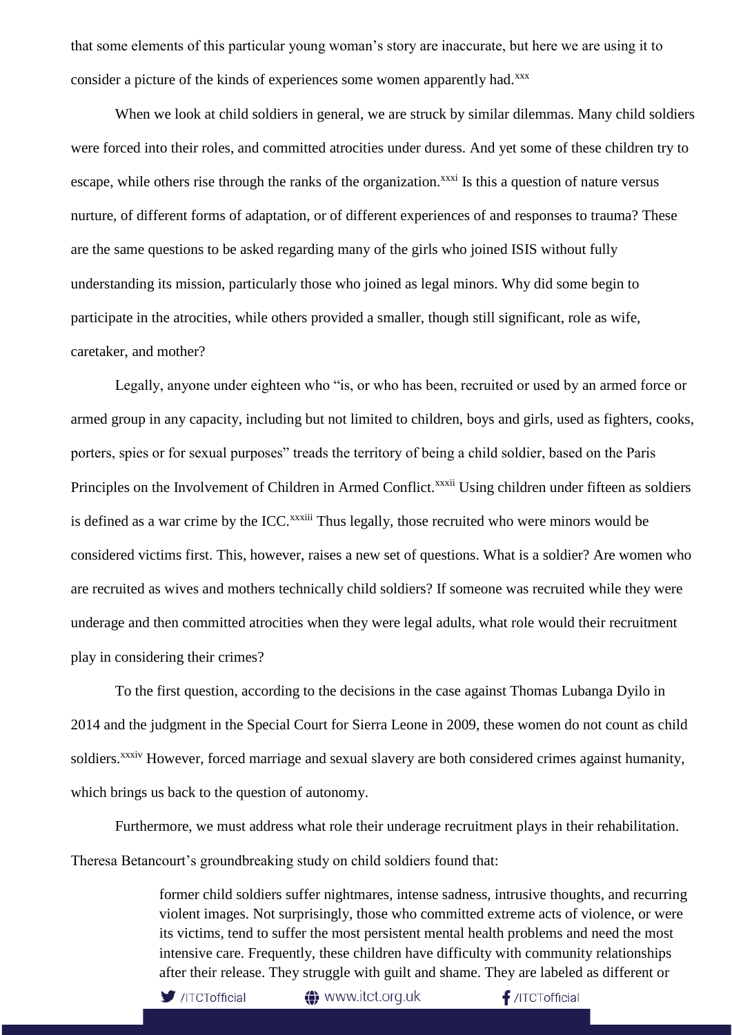that some elements of this particular young woman's story are inaccurate, but here we are using it to consider a picture of the kinds of experiences some women apparently had.[xxx]

When we look at child soldiers in general, we are struck by similar dilemmas. Many child soldiers were forced into their roles, and committed atrocities under duress. And yet some of these children try to escape, while others rise through the ranks of the organization.[xxxi] Is this a question of nature versus nurture, of different forms of adaptation, or of different experiences of and responses to trauma? These are the same questions to be asked regarding many of the girls who joined ISIS without fully understanding its mission, particularly those who joined as legal minors. Why did some begin to participate in the atrocities, while others provided a smaller, though still significant, role as wife, caretaker, and mother?

Legally, anyone under eighteen who "is, or who has been, recruited or used by an armed force or armed group in any capacity, including but not limited to children, boys and girls, used as fighters, cooks, porters, spies or for sexual purposes" treads the territory of being a child soldier, based on the Paris Principles on the Involvement of Children in Armed Conflict.[xxxii] Using children under fifteen as soldiers is defined as a war crime by the ICC.[xxxiii] Thus legally, those recruited who were minors would be considered victims first. This, however, raises a new set of questions. What is a soldier? Are women who are recruited as wives and mothers technically child soldiers? If someone was recruited while they were underage and then committed atrocities when they were legal adults, what role would their recruitment play in considering their crimes?

To the first question, according to the decisions in the case against Thomas Lubanga Dyilo in 2014 and the judgment in the Special Court for Sierra Leone in 2009, these women do not count as child soldiers.[xxxiv] However, forced marriage and sexual slavery are both considered crimes against humanity, which brings us back to the question of autonomy.

Furthermore, we must address what role their underage recruitment plays in their rehabilitation. Theresa Betancourt's groundbreaking study on child soldiers found that:

> former child soldiers suffer nightmares, intense sadness, intrusive thoughts, and recurring violent images. Not surprisingly, those who committed extreme acts of violence, or were its victims, tend to suffer the most persistent mental health problems and need the most intensive care. Frequently, these children have difficulty with community relationships after their release. They struggle with guilt and shame. They are labeled as different or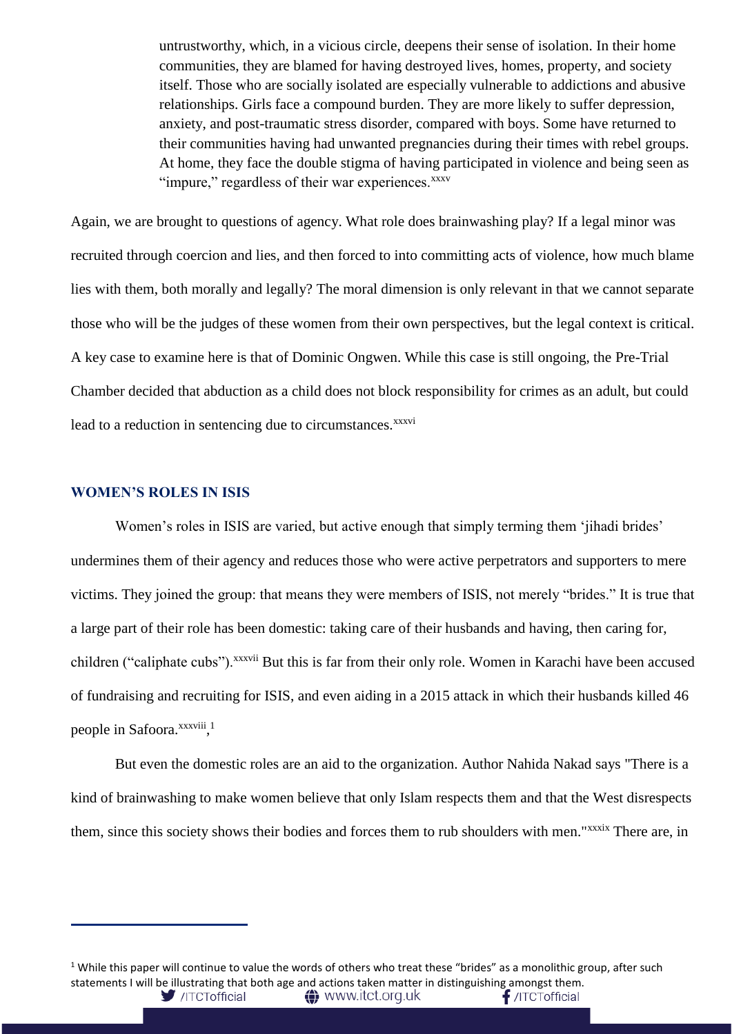untrustworthy, which, in a vicious circle, deepens their sense of isolation. In their home communities, they are blamed for having destroyed lives, homes, property, and society itself. Those who are socially isolated are especially vulnerable to addictions and abusive relationships. Girls face a compound burden. They are more likely to suffer depression, anxiety, and post-traumatic stress disorder, compared with boys. Some have returned to their communities having had unwanted pregnancies during their times with rebel groups. At home, they face the double stigma of having participated in violence and being seen as "impure," regardless of their war experiences.[xxxv]

Again, we are brought to questions of agency. What role does brainwashing play? If a legal minor was recruited through coercion and lies, and then forced to into committing acts of violence, how much blame lies with them, both morally and legally? The moral dimension is only relevant in that we cannot separate those who will be the judges of these women from their own perspectives, but the legal context is critical. A key case to examine here is that of Dominic Ongwen. While this case is still ongoing, the Pre-Trial Chamber decided that abduction as a child does not block responsibility for crimes as an adult, but could lead to a reduction in sentencing due to circumstances.[xxxvi]

## WOMEN'S ROLES IN ISIS

Women's roles in ISIS are varied, but active enough that simply terming them 'jihadi brides' undermines them of their agency and reduces those who were active perpetrators and supporters to mere victims. They joined the group: that means they were members of ISIS, not merely "brides." It is true that a large part of their role has been domestic: taking care of their husbands and having, then caring for, children ("caliphate cubs").[xxxvii] But this is far from their only role. Women in Karachi have been accused of fundraising and recruiting for ISIS, and even aiding in a 2015 attack in which their husbands killed 46 people in Safoora.[xxxviii],[1]

But even the domestic roles are an aid to the organization. Author Nahida Nakad says "There is a kind of brainwashing to make women believe that only Islam respects them and that the West disrespects them, since this society shows their bodies and forces them to rub shoulders with men."[xxxix] There are, in

---

[1] While this paper will continue to value the words of others who treat these "brides" as a monolithic group, after such statements I will be illustrating that both age and actions taken matter in distinguishing amongst them.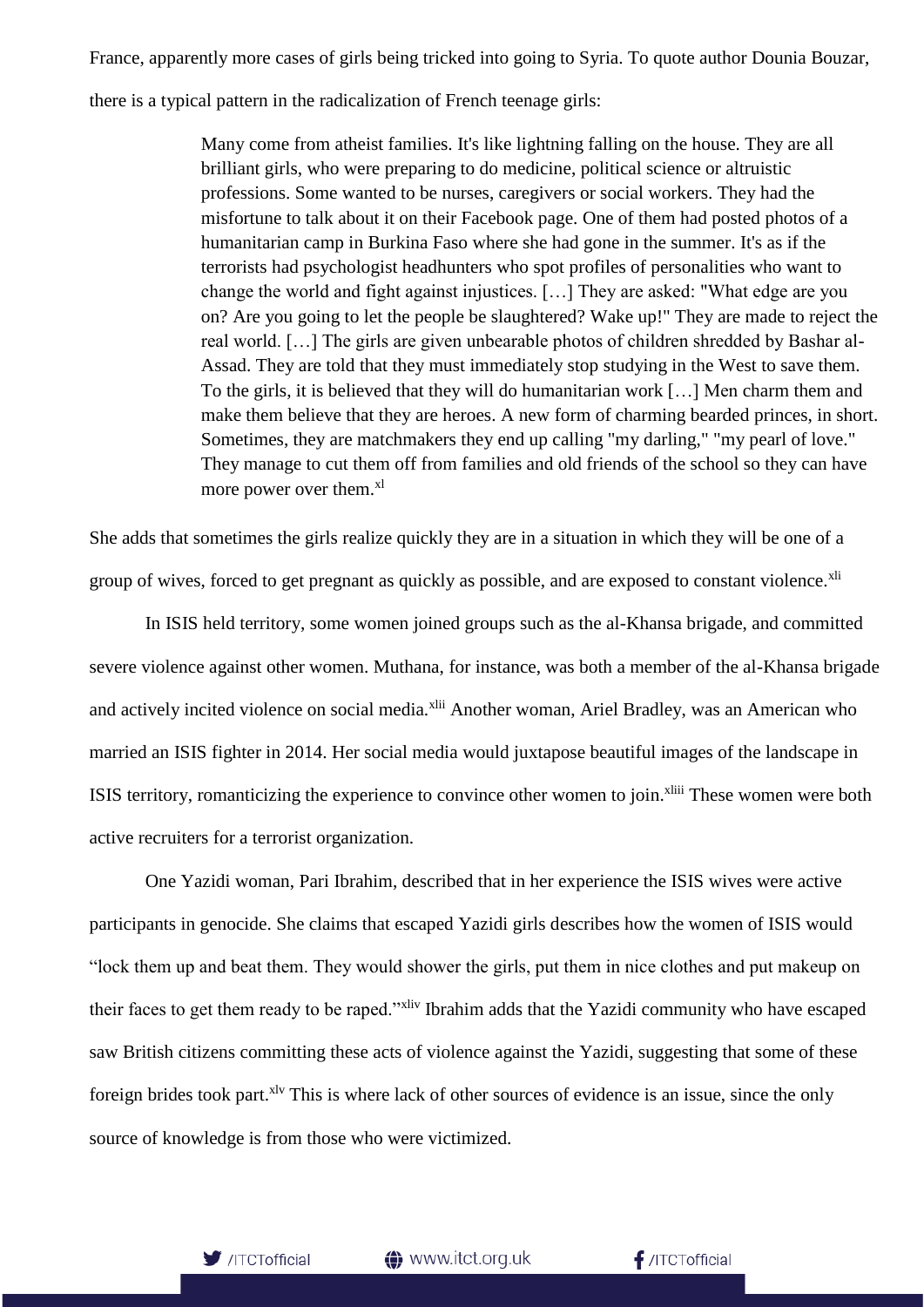France, apparently more cases of girls being tricked into going to Syria. To quote author Dounia Bouzar, there is a typical pattern in the radicalization of French teenage girls:

> Many come from atheist families. It's like lightning falling on the house. They are all brilliant girls, who were preparing to do medicine, political science or altruistic professions. Some wanted to be nurses, caregivers or social workers. They had the misfortune to talk about it on their Facebook page. One of them had posted photos of a humanitarian camp in Burkina Faso where she had gone in the summer. It's as if the terrorists had psychologist headhunters who spot profiles of personalities who want to change the world and fight against injustices. […] They are asked: "What edge are you on? Are you going to let the people be slaughtered? Wake up!" They are made to reject the real world. […] The girls are given unbearable photos of children shredded by Bashar al-Assad. They are told that they must immediately stop studying in the West to save them. To the girls, it is believed that they will do humanitarian work […] Men charm them and make them believe that they are heroes. A new form of charming bearded princes, in short. Sometimes, they are matchmakers they end up calling "my darling," "my pearl of love." They manage to cut them off from families and old friends of the school so they can have more power over them.[xl]

She adds that sometimes the girls realize quickly they are in a situation in which they will be one of a group of wives, forced to get pregnant as quickly as possible, and are exposed to constant violence.[xli]

In ISIS held territory, some women joined groups such as the al-Khansa brigade, and committed severe violence against other women. Muthana, for instance, was both a member of the al-Khansa brigade and actively incited violence on social media.[xlii] Another woman, Ariel Bradley, was an American who married an ISIS fighter in 2014. Her social media would juxtapose beautiful images of the landscape in ISIS territory, romanticizing the experience to convince other women to join.[xliii] These women were both active recruiters for a terrorist organization.

One Yazidi woman, Pari Ibrahim, described that in her experience the ISIS wives were active participants in genocide. She claims that escaped Yazidi girls describes how the women of ISIS would "lock them up and beat them. They would shower the girls, put them in nice clothes and put makeup on their faces to get them ready to be raped."[xliv] Ibrahim adds that the Yazidi community who have escaped saw British citizens committing these acts of violence against the Yazidi, suggesting that some of these foreign brides took part.[xlv] This is where lack of other sources of evidence is an issue, since the only source of knowledge is from those who were victimized.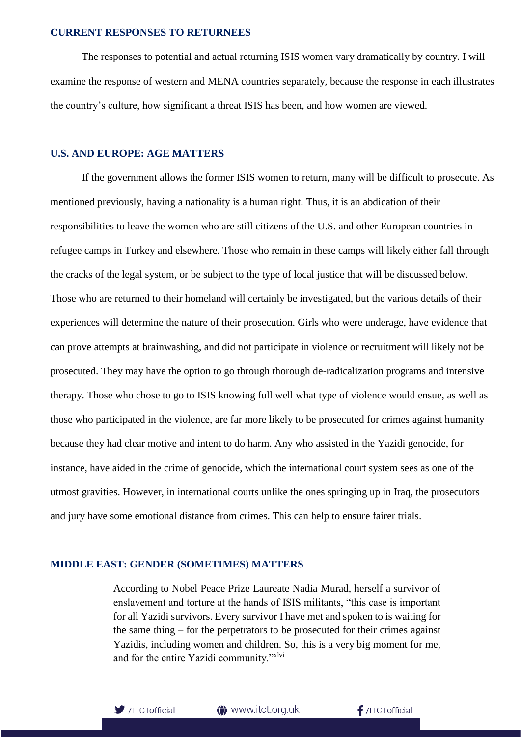## CURRENT RESPONSES TO RETURNEES

The responses to potential and actual returning ISIS women vary dramatically by country. I will examine the response of western and MENA countries separately, because the response in each illustrates the country's culture, how significant a threat ISIS has been, and how women are viewed.

## U.S. AND EUROPE: AGE MATTERS

If the government allows the former ISIS women to return, many will be difficult to prosecute. As mentioned previously, having a nationality is a human right. Thus, it is an abdication of their responsibilities to leave the women who are still citizens of the U.S. and other European countries in refugee camps in Turkey and elsewhere. Those who remain in these camps will likely either fall through the cracks of the legal system, or be subject to the type of local justice that will be discussed below. Those who are returned to their homeland will certainly be investigated, but the various details of their experiences will determine the nature of their prosecution. Girls who were underage, have evidence that can prove attempts at brainwashing, and did not participate in violence or recruitment will likely not be prosecuted. They may have the option to go through thorough de-radicalization programs and intensive therapy. Those who chose to go to ISIS knowing full well what type of violence would ensue, as well as those who participated in the violence, are far more likely to be prosecuted for crimes against humanity because they had clear motive and intent to do harm. Any who assisted in the Yazidi genocide, for instance, have aided in the crime of genocide, which the international court system sees as one of the utmost gravities. However, in international courts unlike the ones springing up in Iraq, the prosecutors and jury have some emotional distance from crimes. This can help to ensure fairer trials.

## MIDDLE EAST: GENDER (SOMETIMES) MATTERS

> According to Nobel Peace Prize Laureate Nadia Murad, herself a survivor of enslavement and torture at the hands of ISIS militants, "this case is important for all Yazidi survivors. Every survivor I have met and spoken to is waiting for the same thing – for the perpetrators to be prosecuted for their crimes against Yazidis, including women and children. So, this is a very big moment for me, and for the entire Yazidi community."[xlvi]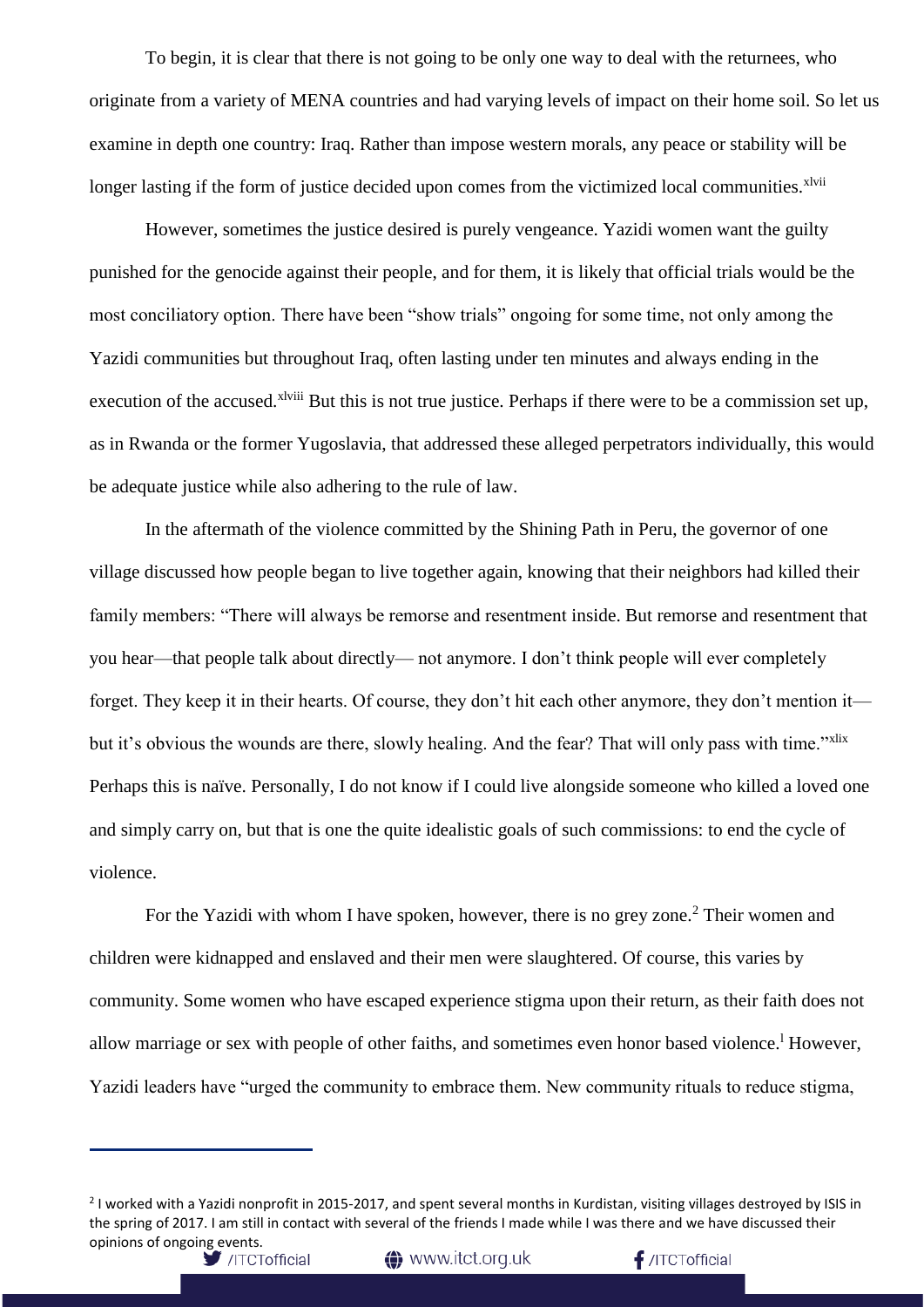To begin, it is clear that there is not going to be only one way to deal with the returnees, who originate from a variety of MENA countries and had varying levels of impact on their home soil. So let us examine in depth one country: Iraq. Rather than impose western morals, any peace or stability will be longer lasting if the form of justice decided upon comes from the victimized local communities.[xlvii]

However, sometimes the justice desired is purely vengeance. Yazidi women want the guilty punished for the genocide against their people, and for them, it is likely that official trials would be the most conciliatory option. There have been "show trials" ongoing for some time, not only among the Yazidi communities but throughout Iraq, often lasting under ten minutes and always ending in the execution of the accused.[xlviii] But this is not true justice. Perhaps if there were to be a commission set up, as in Rwanda or the former Yugoslavia, that addressed these alleged perpetrators individually, this would be adequate justice while also adhering to the rule of law.

In the aftermath of the violence committed by the Shining Path in Peru, the governor of one village discussed how people began to live together again, knowing that their neighbors had killed their family members: "There will always be remorse and resentment inside. But remorse and resentment that you hear—that people talk about directly— not anymore. I don't think people will ever completely forget. They keep it in their hearts. Of course, they don't hit each other anymore, they don't mention it—but it's obvious the wounds are there, slowly healing. And the fear? That will only pass with time."[xlix] Perhaps this is naïve. Personally, I do not know if I could live alongside someone who killed a loved one and simply carry on, but that is one the quite idealistic goals of such commissions: to end the cycle of violence.

For the Yazidi with whom I have spoken, however, there is no grey zone.[2] Their women and children were kidnapped and enslaved and their men were slaughtered. Of course, this varies by community. Some women who have escaped experience stigma upon their return, as their faith does not allow marriage or sex with people of other faiths, and sometimes even honor based violence.[l] However, Yazidi leaders have "urged the community to embrace them. New community rituals to reduce stigma,

---

[2] I worked with a Yazidi nonprofit in 2015-2017, and spent several months in Kurdistan, visiting villages destroyed by ISIS in the spring of 2017. I am still in contact with several of the friends I made while I was there and we have discussed their opinions of ongoing events.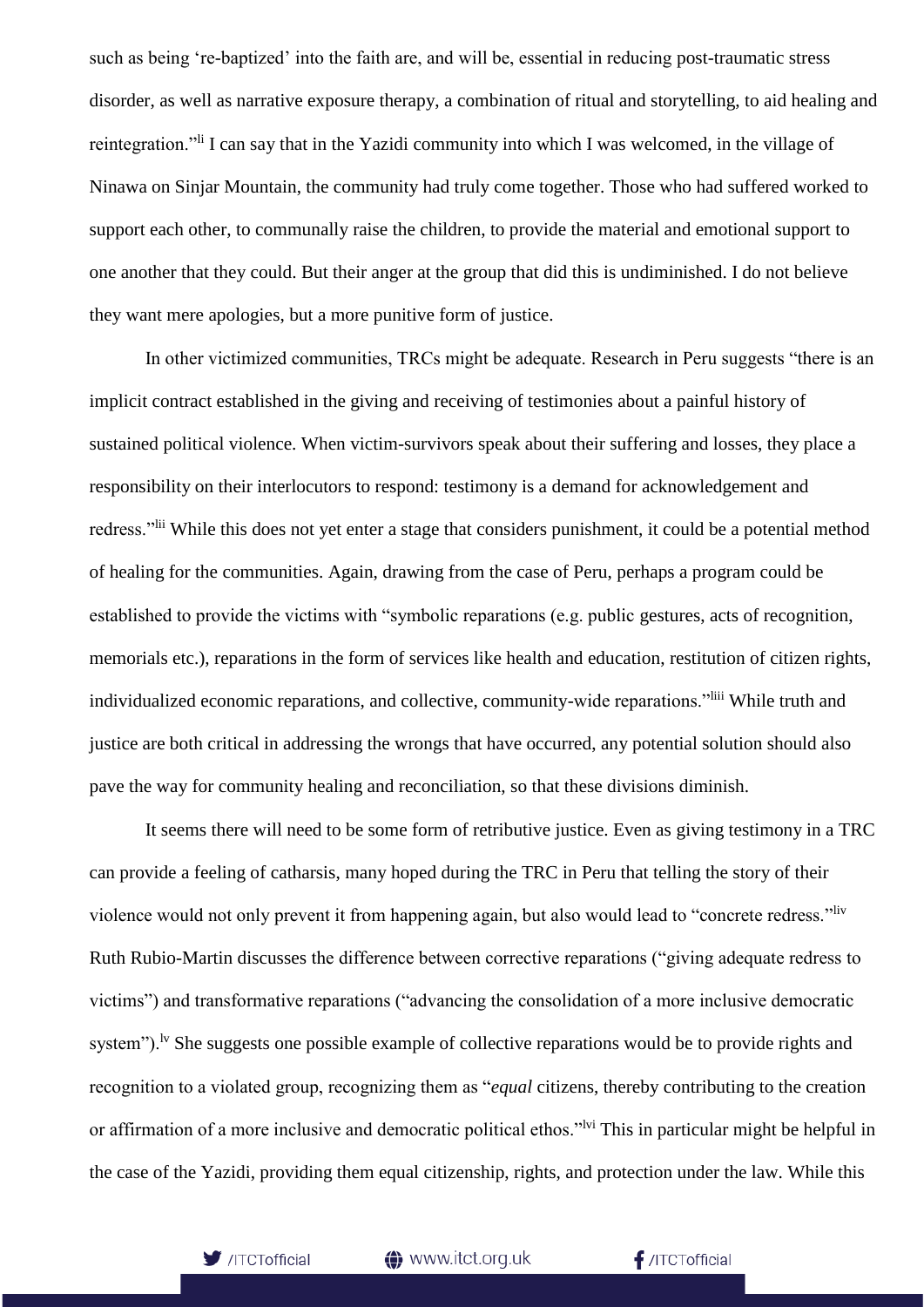such as being 're-baptized' into the faith are, and will be, essential in reducing post-traumatic stress disorder, as well as narrative exposure therapy, a combination of ritual and storytelling, to aid healing and reintegration."[li] I can say that in the Yazidi community into which I was welcomed, in the village of Ninawa on Sinjar Mountain, the community had truly come together. Those who had suffered worked to support each other, to communally raise the children, to provide the material and emotional support to one another that they could. But their anger at the group that did this is undiminished. I do not believe they want mere apologies, but a more punitive form of justice.

In other victimized communities, TRCs might be adequate. Research in Peru suggests "there is an implicit contract established in the giving and receiving of testimonies about a painful history of sustained political violence. When victim-survivors speak about their suffering and losses, they place a responsibility on their interlocutors to respond: testimony is a demand for acknowledgement and redress."[lii] While this does not yet enter a stage that considers punishment, it could be a potential method of healing for the communities. Again, drawing from the case of Peru, perhaps a program could be established to provide the victims with "symbolic reparations (e.g. public gestures, acts of recognition, memorials etc.), reparations in the form of services like health and education, restitution of citizen rights, individualized economic reparations, and collective, community-wide reparations."[liii] While truth and justice are both critical in addressing the wrongs that have occurred, any potential solution should also pave the way for community healing and reconciliation, so that these divisions diminish.

It seems there will need to be some form of retributive justice. Even as giving testimony in a TRC can provide a feeling of catharsis, many hoped during the TRC in Peru that telling the story of their violence would not only prevent it from happening again, but also would lead to "concrete redress."[liv] Ruth Rubio-Martin discusses the difference between corrective reparations ("giving adequate redress to victims") and transformative reparations ("advancing the consolidation of a more inclusive democratic system").[lv] She suggests one possible example of collective reparations would be to provide rights and recognition to a violated group, recognizing them as "*equal* citizens, thereby contributing to the creation or affirmation of a more inclusive and democratic political ethos."[lvi] This in particular might be helpful in the case of the Yazidi, providing them equal citizenship, rights, and protection under the law. While this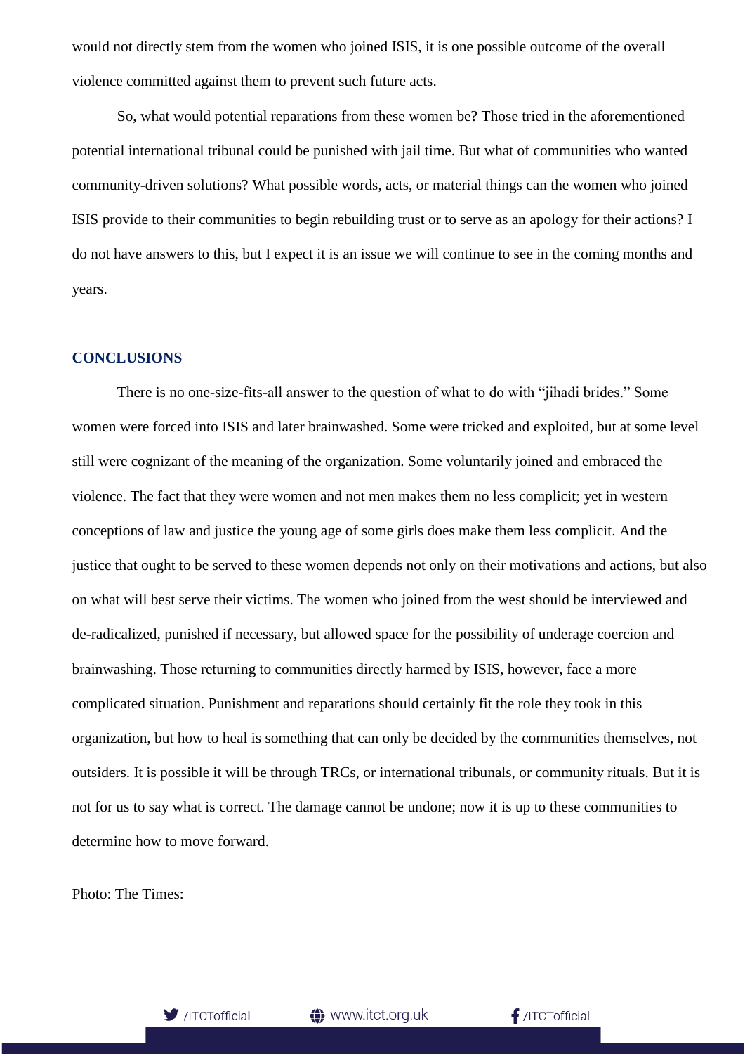would not directly stem from the women who joined ISIS, it is one possible outcome of the overall violence committed against them to prevent such future acts.

So, what would potential reparations from these women be? Those tried in the aforementioned potential international tribunal could be punished with jail time. But what of communities who wanted community-driven solutions? What possible words, acts, or material things can the women who joined ISIS provide to their communities to begin rebuilding trust or to serve as an apology for their actions? I do not have answers to this, but I expect it is an issue we will continue to see in the coming months and years.

## CONCLUSIONS

There is no one-size-fits-all answer to the question of what to do with "jihadi brides." Some women were forced into ISIS and later brainwashed. Some were tricked and exploited, but at some level still were cognizant of the meaning of the organization. Some voluntarily joined and embraced the violence. The fact that they were women and not men makes them no less complicit; yet in western conceptions of law and justice the young age of some girls does make them less complicit. And the justice that ought to be served to these women depends not only on their motivations and actions, but also on what will best serve their victims. The women who joined from the west should be interviewed and de-radicalized, punished if necessary, but allowed space for the possibility of underage coercion and brainwashing. Those returning to communities directly harmed by ISIS, however, face a more complicated situation. Punishment and reparations should certainly fit the role they took in this organization, but how to heal is something that can only be decided by the communities themselves, not outsiders. It is possible it will be through TRCs, or international tribunals, or community rituals. But it is not for us to say what is correct. The damage cannot be undone; now it is up to these communities to determine how to move forward.

Photo: The Times: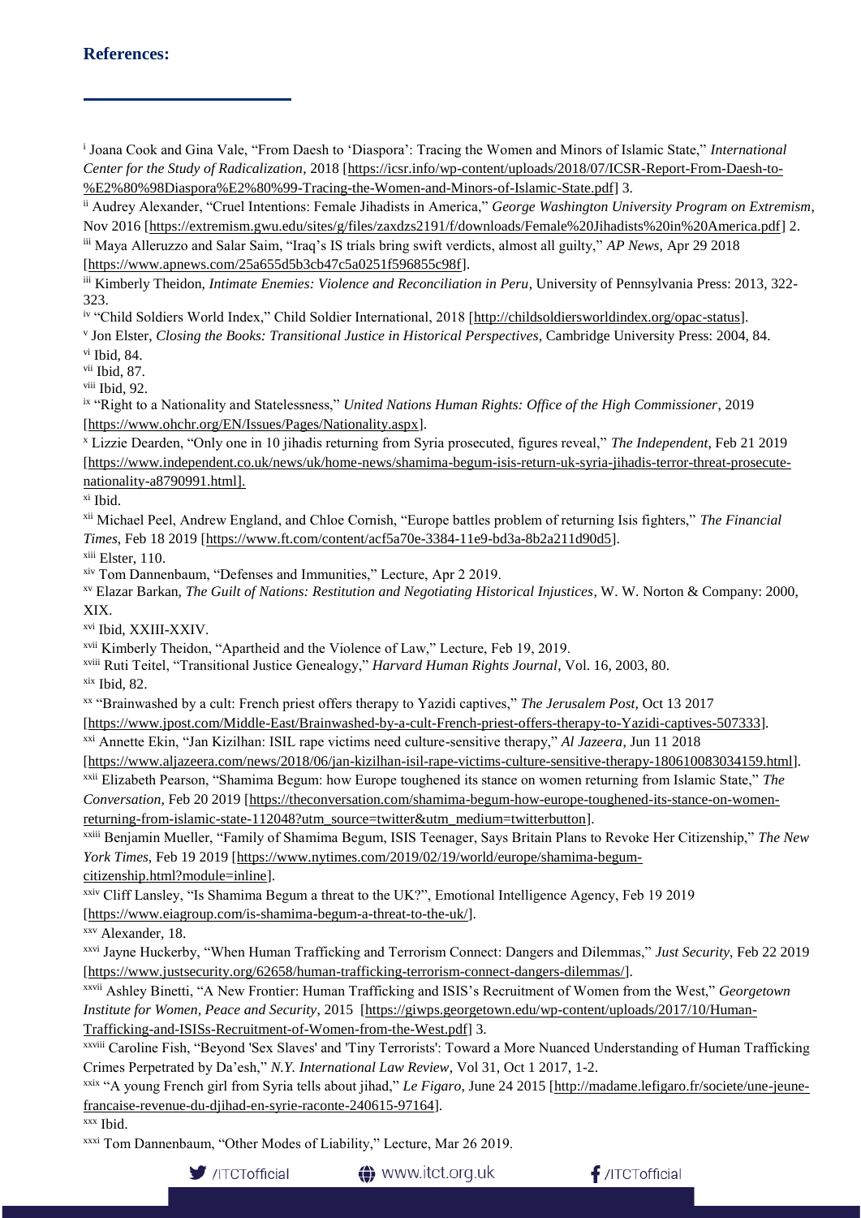## References:

[i] Joana Cook and Gina Vale, "From Daesh to 'Diaspora': Tracing the Women and Minors of Islamic State," *International Center for the Study of Radicalization*, 2018 [https://icsr.info/wp-content/uploads/2018/07/ICSR-Report-From-Daesh-to-%E2%80%98Diaspora%E2%80%99-Tracing-the-Women-and-Minors-of-Islamic-State.pdf] 3.

[ii] Audrey Alexander, "Cruel Intentions: Female Jihadists in America," *George Washington University Program on Extremism*, Nov 2016 [https://extremism.gwu.edu/sites/g/files/zaxdzs2191/f/downloads/Female%20Jihadists%20in%20America.pdf] 2.

[iii] Maya Alleruzzo and Salar Saim, "Iraq's IS trials bring swift verdicts, almost all guilty," *AP News*, Apr 29 2018 [https://www.apnews.com/25a655d5b3cb47c5a0251f596855c98f].

[iii] Kimberly Theidon, *Intimate Enemies: Violence and Reconciliation in Peru*, University of Pennsylvania Press: 2013, 322-323.

[iv] "Child Soldiers World Index," Child Soldier International, 2018 [http://childsoldiersworldindex.org/opac-status].

[v] Jon Elster, *Closing the Books: Transitional Justice in Historical Perspectives*, Cambridge University Press: 2004, 84.

[vi] Ibid, 84.

[vii] Ibid, 87.

[viii] Ibid, 92.

[ix] "Right to a Nationality and Statelessness," *United Nations Human Rights: Office of the High Commissioner*, 2019 [https://www.ohchr.org/EN/Issues/Pages/Nationality.aspx].

[x] Lizzie Dearden, "Only one in 10 jihadis returning from Syria prosecuted, figures reveal," *The Independent*, Feb 21 2019 [https://www.independent.co.uk/news/uk/home-news/shamima-begum-isis-return-uk-syria-jihadis-terror-threat-prosecute-nationality-a8790991.html].

[xi] Ibid.

[xii] Michael Peel, Andrew England, and Chloe Cornish, "Europe battles problem of returning Isis fighters," *The Financial Times*, Feb 18 2019 [https://www.ft.com/content/acf5a70e-3384-11e9-bd3a-8b2a211d90d5].

[xiii] Elster, 110.

[xiv] Tom Dannenbaum, "Defenses and Immunities," Lecture, Apr 2 2019.

[xv] Elazar Barkan, *The Guilt of Nations: Restitution and Negotiating Historical Injustices*, W. W. Norton & Company: 2000, XIX.

[xvi] Ibid, XXIII-XXIV.

[xvii] Kimberly Theidon, "Apartheid and the Violence of Law," Lecture, Feb 19, 2019.

[xviii] Ruti Teitel, "Transitional Justice Genealogy," *Harvard Human Rights Journal*, Vol. 16, 2003, 80.

[xix] Ibid, 82.

[xx] "Brainwashed by a cult: French priest offers therapy to Yazidi captives," *The Jerusalem Post*, Oct 13 2017 [https://www.jpost.com/Middle-East/Brainwashed-by-a-cult-French-priest-offers-therapy-to-Yazidi-captives-507333].

[xxi] Annette Ekin, "Jan Kizilhan: ISIL rape victims need culture-sensitive therapy," *Al Jazeera*, Jun 11 2018 [https://www.aljazeera.com/news/2018/06/jan-kizilhan-isil-rape-victims-culture-sensitive-therapy-180610083034159.html].

[xxii] Elizabeth Pearson, "Shamima Begum: how Europe toughened its stance on women returning from Islamic State," *The Conversation*, Feb 20 2019 [https://theconversation.com/shamima-begum-how-europe-toughened-its-stance-on-women-returning-from-islamic-state-112048?utm_source=twitter&utm_medium=twitterbutton].

[xxiii] Benjamin Mueller, "Family of Shamima Begum, ISIS Teenager, Says Britain Plans to Revoke Her Citizenship," *The New York Times*, Feb 19 2019 [https://www.nytimes.com/2019/02/19/world/europe/shamima-begum-citizenship.html?module=inline].

[xxiv] Cliff Lansley, "Is Shamima Begum a threat to the UK?", Emotional Intelligence Agency, Feb 19 2019 [https://www.eiagroup.com/is-shamima-begum-a-threat-to-the-uk/].

[xxv] Alexander, 18.

[xxvi] Jayne Huckerby, "When Human Trafficking and Terrorism Connect: Dangers and Dilemmas," *Just Security*, Feb 22 2019 [https://www.justsecurity.org/62658/human-trafficking-terrorism-connect-dangers-dilemmas/].

[xxvii] Ashley Binetti, "A New Frontier: Human Trafficking and ISIS's Recruitment of Women from the West," *Georgetown Institute for Women, Peace and Security*, 2015 [https://giwps.georgetown.edu/wp-content/uploads/2017/10/Human-Trafficking-and-ISISs-Recruitment-of-Women-from-the-West.pdf] 3.

[xxviii] Caroline Fish, "Beyond 'Sex Slaves' and 'Tiny Terrorists': Toward a More Nuanced Understanding of Human Trafficking Crimes Perpetrated by Da'esh," *N.Y. International Law Review*, Vol 31, Oct 1 2017, 1-2.

[xxix] "A young French girl from Syria tells about jihad," *Le Figaro*, June 24 2015 [http://madame.lefigaro.fr/societe/une-jeune-francaise-revenue-du-djihad-en-syrie-raconte-240615-97164].

[xxx] Ibid.

[xxxi] Tom Dannenbaum, "Other Modes of Liability," Lecture, Mar 26 2019.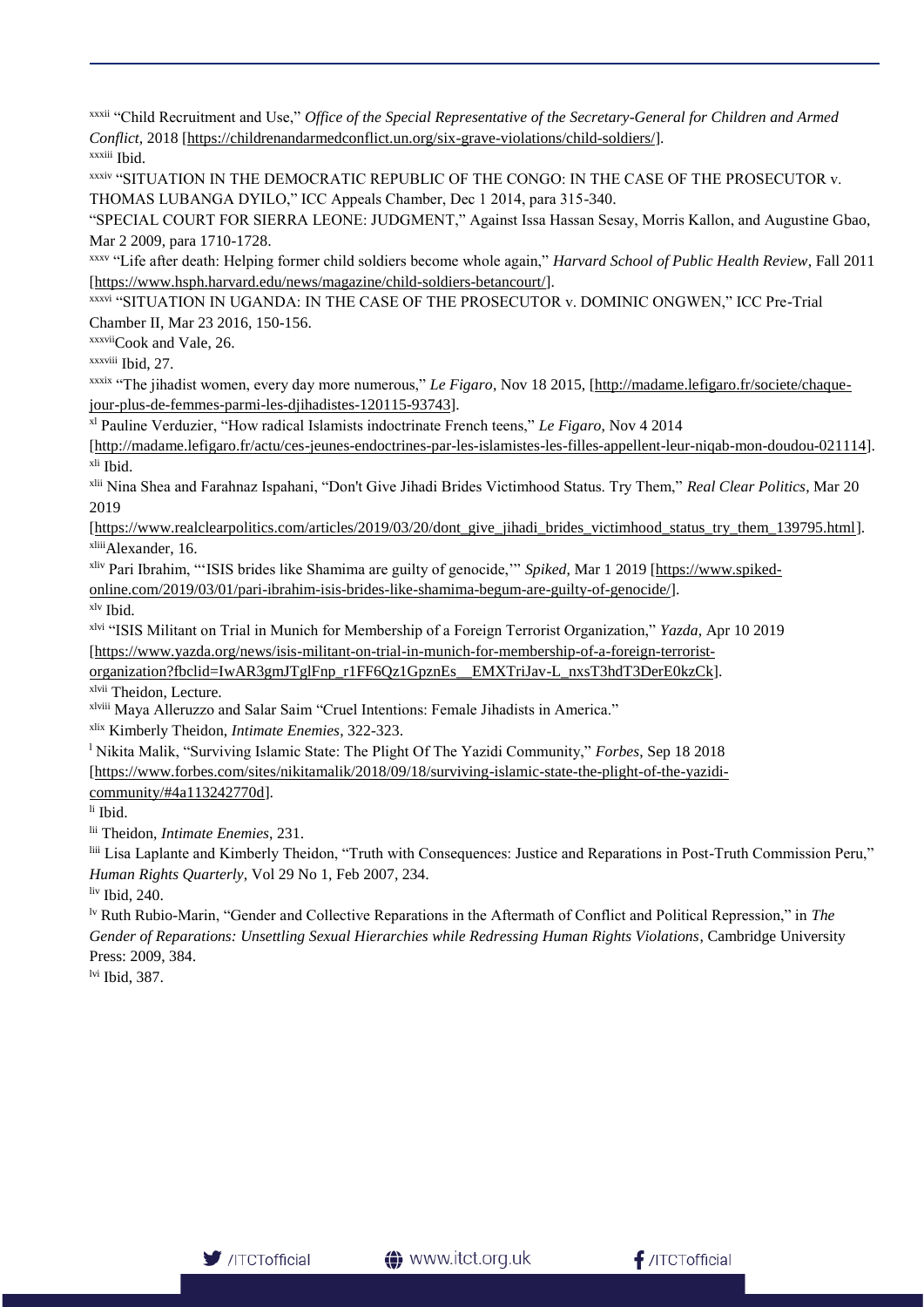[xxxii] "Child Recruitment and Use," *Office of the Special Representative of the Secretary-General for Children and Armed Conflict*, 2018 [https://childrenandarmedconflict.un.org/six-grave-violations/child-soldiers/].

[xxxiii] Ibid.

[xxxiv] "SITUATION IN THE DEMOCRATIC REPUBLIC OF THE CONGO: IN THE CASE OF THE PROSECUTOR v. THOMAS LUBANGA DYILO," ICC Appeals Chamber, Dec 1 2014, para 315-340.

"SPECIAL COURT FOR SIERRA LEONE: JUDGMENT," Against Issa Hassan Sesay, Morris Kallon, and Augustine Gbao, Mar 2 2009, para 1710-1728.

[xxxv] "Life after death: Helping former child soldiers become whole again," *Harvard School of Public Health Review*, Fall 2011 [https://www.hsph.harvard.edu/news/magazine/child-soldiers-betancourt/].

[xxxvi] "SITUATION IN UGANDA: IN THE CASE OF THE PROSECUTOR v. DOMINIC ONGWEN," ICC Pre-Trial Chamber II, Mar 23 2016, 150-156.

[xxxvii] Cook and Vale, 26.

[xxxviii] Ibid, 27.

[xxxix] "The jihadist women, every day more numerous," *Le Figaro*, Nov 18 2015, [http://madame.lefigaro.fr/societe/chaque-jour-plus-de-femmes-parmi-les-djihadistes-120115-93743].

[xl] Pauline Verduzier, "How radical Islamists indoctrinate French teens," *Le Figaro*, Nov 4 2014 [http://madame.lefigaro.fr/actu/ces-jeunes-endoctrines-par-les-islamistes-les-filles-appellent-leur-niqab-mon-doudou-021114].

[xli] Ibid.

[xlii] Nina Shea and Farahnaz Ispahani, "Don't Give Jihadi Brides Victimhood Status. Try Them," *Real Clear Politics*, Mar 20 2019 [https://www.realclearpolitics.com/articles/2019/03/20/dont_give_jihadi_brides_victimhood_status_try_them_139795.html].

[xliii] Alexander, 16.

[xliv] Pari Ibrahim, "'ISIS brides like Shamima are guilty of genocide,'" *Spiked*, Mar 1 2019 [https://www.spiked-online.com/2019/03/01/pari-ibrahim-isis-brides-like-shamima-begum-are-guilty-of-genocide/].

[xlv] Ibid.

[xlvi] "ISIS Militant on Trial in Munich for Membership of a Foreign Terrorist Organization," *Yazda*, Apr 10 2019 [https://www.yazda.org/news/isis-militant-on-trial-in-munich-for-membership-of-a-foreign-terrorist-organization?fbclid=IwAR3gmJTglFnp_r1FF6Qz1GpznEs__EMXTriJav-L_nxsT3hdT3DerE0kzCk].

[xlvii] Theidon, Lecture.

[xlviii] Maya Alleruzzo and Salar Saim "Cruel Intentions: Female Jihadists in America."

[xlix] Kimberly Theidon, *Intimate Enemies*, 322-323.

[l] Nikita Malik, "Surviving Islamic State: The Plight Of The Yazidi Community," *Forbes*, Sep 18 2018 [https://www.forbes.com/sites/nikitamalik/2018/09/18/surviving-islamic-state-the-plight-of-the-yazidi-community/#4a113242770d].

[li] Ibid.

[lii] Theidon, *Intimate Enemies*, 231.

[liii] Lisa Laplante and Kimberly Theidon, "Truth with Consequences: Justice and Reparations in Post-Truth Commission Peru," *Human Rights Quarterly*, Vol 29 No 1, Feb 2007, 234.

[liv] Ibid, 240.

[lv] Ruth Rubio-Marin, "Gender and Collective Reparations in the Aftermath of Conflict and Political Repression," in *The Gender of Reparations: Unsettling Sexual Hierarchies while Redressing Human Rights Violations*, Cambridge University Press: 2009, 384.

[lvi] Ibid, 387.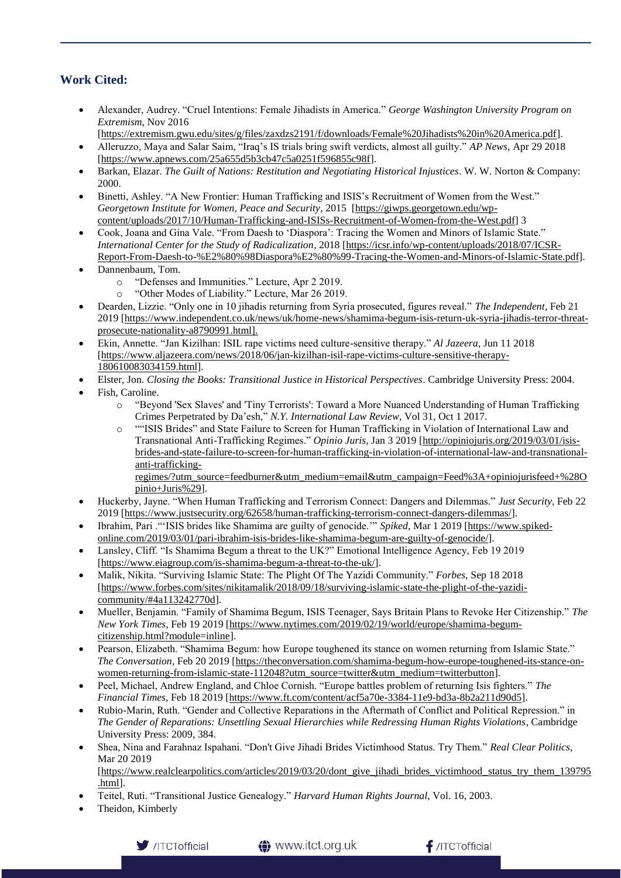## Work Cited:

- Alexander, Audrey. "Cruel Intentions: Female Jihadists in America." *George Washington University Program on Extremism*, Nov 2016 [https://extremism.gwu.edu/sites/g/files/zaxdzs2191/f/downloads/Female%20Jihadists%20in%20America.pdf].
- Alleruzzo, Maya and Salar Saim, "Iraq's IS trials bring swift verdicts, almost all guilty." *AP News*, Apr 29 2018 [https://www.apnews.com/25a655d5b3cb47c5a0251f596855c98f].
- Barkan, Elazar. *The Guilt of Nations: Restitution and Negotiating Historical Injustices*. W. W. Norton & Company: 2000.
- Binetti, Ashley. "A New Frontier: Human Trafficking and ISIS's Recruitment of Women from the West." *Georgetown Institute for Women, Peace and Security*, 2015 [https://giwps.georgetown.edu/wp-content/uploads/2017/10/Human-Trafficking-and-ISISs-Recruitment-of-Women-from-the-West.pdf] 3
- Cook, Joana and Gina Vale. "From Daesh to 'Diaspora': Tracing the Women and Minors of Islamic State." *International Center for the Study of Radicalization*, 2018 [https://icsr.info/wp-content/uploads/2018/07/ICSR-Report-From-Daesh-to-%E2%80%98Diaspora%E2%80%99-Tracing-the-Women-and-Minors-of-Islamic-State.pdf].
- Dannenbaum, Tom.
  - "Defenses and Immunities." Lecture, Apr 2 2019.
  - "Other Modes of Liability." Lecture, Mar 26 2019.
- Dearden, Lizzie. "Only one in 10 jihadis returning from Syria prosecuted, figures reveal." *The Independent*, Feb 21 2019 [https://www.independent.co.uk/news/uk/home-news/shamima-begum-isis-return-uk-syria-jihadis-terror-threat-prosecute-nationality-a8790991.html].
- Ekin, Annette. "Jan Kizilhan: ISIL rape victims need culture-sensitive therapy." *Al Jazeera*, Jun 11 2018 [https://www.aljazeera.com/news/2018/06/jan-kizilhan-isil-rape-victims-culture-sensitive-therapy-180610083034159.html].
- Elster, Jon. *Closing the Books: Transitional Justice in Historical Perspectives*. Cambridge University Press: 2004.
- Fish, Caroline.
  - "Beyond 'Sex Slaves' and 'Tiny Terrorists': Toward a More Nuanced Understanding of Human Trafficking Crimes Perpetrated by Da'esh," *N.Y. International Law Review*, Vol 31, Oct 1 2017.
  - ""ISIS Brides" and State Failure to Screen for Human Trafficking in Violation of International Law and Transnational Anti-Trafficking Regimes." *Opinio Juris*, Jan 3 2019 [http://opiniojuris.org/2019/03/01/isis-brides-and-state-failure-to-screen-for-human-trafficking-in-violation-of-international-law-and-transnational-anti-trafficking-regimes/?utm_source=feedburner&utm_medium=email&utm_campaign=Feed%3A+opiniojurisfeed+%28Opinio+Juris%29].
- Huckerby, Jayne. "When Human Trafficking and Terrorism Connect: Dangers and Dilemmas." *Just Security*, Feb 22 2019 [https://www.justsecurity.org/62658/human-trafficking-terrorism-connect-dangers-dilemmas/].
- Ibrahim, Pari ."'ISIS brides like Shamima are guilty of genocide.'" *Spiked*, Mar 1 2019 [https://www.spiked-online.com/2019/03/01/pari-ibrahim-isis-brides-like-shamima-begum-are-guilty-of-genocide/].
- Lansley, Cliff. "Is Shamima Begum a threat to the UK?" Emotional Intelligence Agency, Feb 19 2019 [https://www.eiagroup.com/is-shamima-begum-a-threat-to-the-uk/].
- Malik, Nikita. "Surviving Islamic State: The Plight Of The Yazidi Community." *Forbes*, Sep 18 2018 [https://www.forbes.com/sites/nikitamalik/2018/09/18/surviving-islamic-state-the-plight-of-the-yazidi-community/#4a113242770d].
- Mueller, Benjamin. "Family of Shamima Begum, ISIS Teenager, Says Britain Plans to Revoke Her Citizenship." *The New York Times*, Feb 19 2019 [https://www.nytimes.com/2019/02/19/world/europe/shamima-begum-citizenship.html?module=inline].
- Pearson, Elizabeth. "Shamima Begum: how Europe toughened its stance on women returning from Islamic State." *The Conversation*, Feb 20 2019 [https://theconversation.com/shamima-begum-how-europe-toughened-its-stance-on-women-returning-from-islamic-state-112048?utm_source=twitter&utm_medium=twitterbutton].
- Peel, Michael, Andrew England, and Chloe Cornish. "Europe battles problem of returning Isis fighters." *The Financial Times*, Feb 18 2019 [https://www.ft.com/content/acf5a70e-3384-11e9-bd3a-8b2a211d90d5].
- Rubio-Marin, Ruth. "Gender and Collective Reparations in the Aftermath of Conflict and Political Repression." in *The Gender of Reparations: Unsettling Sexual Hierarchies while Redressing Human Rights Violations*, Cambridge University Press: 2009, 384.
- Shea, Nina and Farahnaz Ispahani. "Don't Give Jihadi Brides Victimhood Status. Try Them." *Real Clear Politics*, Mar 20 2019 [https://www.realclearpolitics.com/articles/2019/03/20/dont_give_jihadi_brides_victimhood_status_try_them_139795.html].
- Teitel, Ruti. "Transitional Justice Genealogy." *Harvard Human Rights Journal*, Vol. 16, 2003.
- Theidon, Kimberly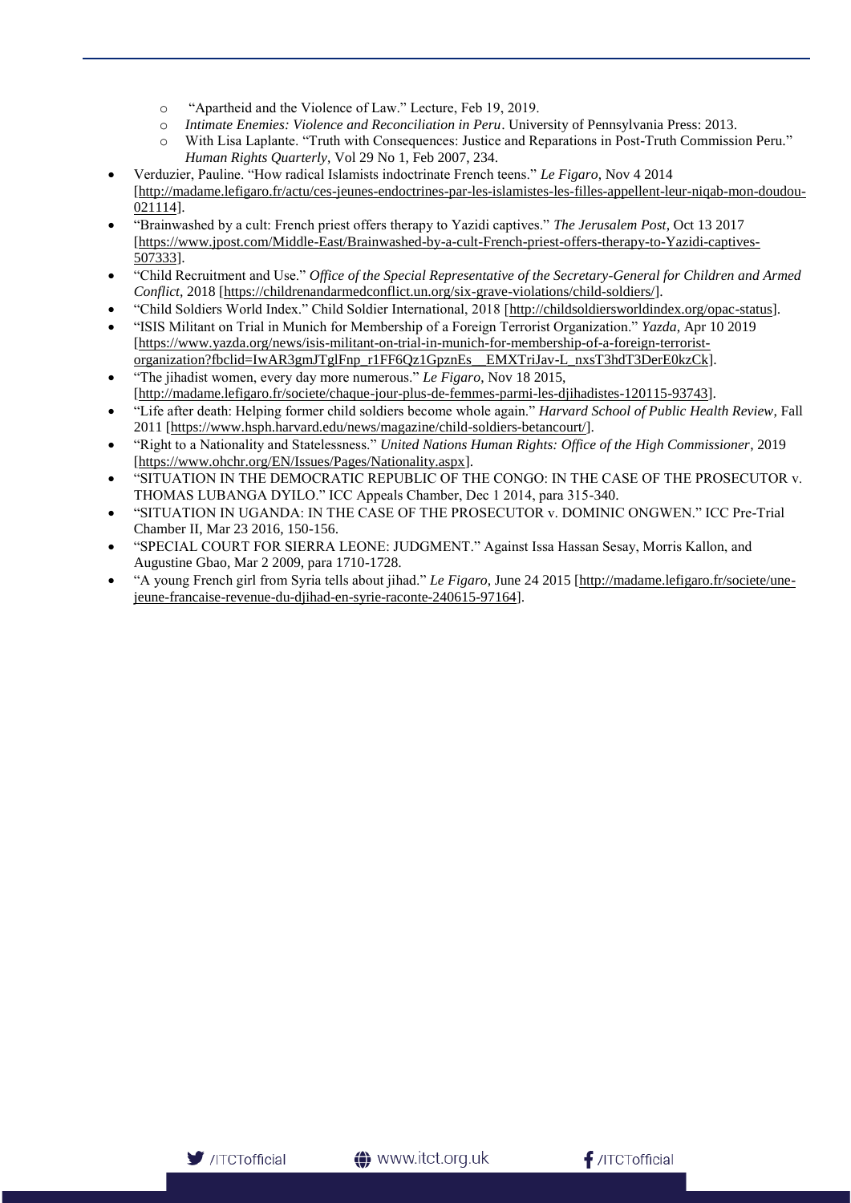- "Apartheid and the Violence of Law." Lecture, Feb 19, 2019.
  - *Intimate Enemies: Violence and Reconciliation in Peru*. University of Pennsylvania Press: 2013.
  - With Lisa Laplante. "Truth with Consequences: Justice and Reparations in Post-Truth Commission Peru." *Human Rights Quarterly*, Vol 29 No 1, Feb 2007, 234.
- Verduzier, Pauline. "How radical Islamists indoctrinate French teens." *Le Figaro*, Nov 4 2014 [http://madame.lefigaro.fr/actu/ces-jeunes-endoctrines-par-les-islamistes-les-filles-appellent-leur-niqab-mon-doudou-021114].
- "Brainwashed by a cult: French priest offers therapy to Yazidi captives." *The Jerusalem Post*, Oct 13 2017 [https://www.jpost.com/Middle-East/Brainwashed-by-a-cult-French-priest-offers-therapy-to-Yazidi-captives-507333].
- "Child Recruitment and Use." *Office of the Special Representative of the Secretary-General for Children and Armed Conflict*, 2018 [https://childrenandarmedconflict.un.org/six-grave-violations/child-soldiers/].
- "Child Soldiers World Index." Child Soldier International, 2018 [http://childsoldiersworldindex.org/opac-status].
- "ISIS Militant on Trial in Munich for Membership of a Foreign Terrorist Organization." *Yazda*, Apr 10 2019 [https://www.yazda.org/news/isis-militant-on-trial-in-munich-for-membership-of-a-foreign-terrorist-organization?fbclid=IwAR3gmJTglFnp_r1FF6Qz1GpznEs__EMXTriJav-L_nxsT3hdT3DerE0kzCk].
- "The jihadist women, every day more numerous." *Le Figaro*, Nov 18 2015, [http://madame.lefigaro.fr/societe/chaque-jour-plus-de-femmes-parmi-les-djihadistes-120115-93743].
- "Life after death: Helping former child soldiers become whole again." *Harvard School of Public Health Review*, Fall 2011 [https://www.hsph.harvard.edu/news/magazine/child-soldiers-betancourt/].
- "Right to a Nationality and Statelessness." *United Nations Human Rights: Office of the High Commissioner*, 2019 [https://www.ohchr.org/EN/Issues/Pages/Nationality.aspx].
- "SITUATION IN THE DEMOCRATIC REPUBLIC OF THE CONGO: IN THE CASE OF THE PROSECUTOR v. THOMAS LUBANGA DYILO." ICC Appeals Chamber, Dec 1 2014, para 315-340.
- "SITUATION IN UGANDA: IN THE CASE OF THE PROSECUTOR v. DOMINIC ONGWEN." ICC Pre-Trial Chamber II, Mar 23 2016, 150-156.
- "SPECIAL COURT FOR SIERRA LEONE: JUDGMENT." Against Issa Hassan Sesay, Morris Kallon, and Augustine Gbao, Mar 2 2009, para 1710-1728.
- "A young French girl from Syria tells about jihad." *Le Figaro*, June 24 2015 [http://madame.lefigaro.fr/societe/une-jeune-francaise-revenue-du-djihad-en-syrie-raconte-240615-97164].